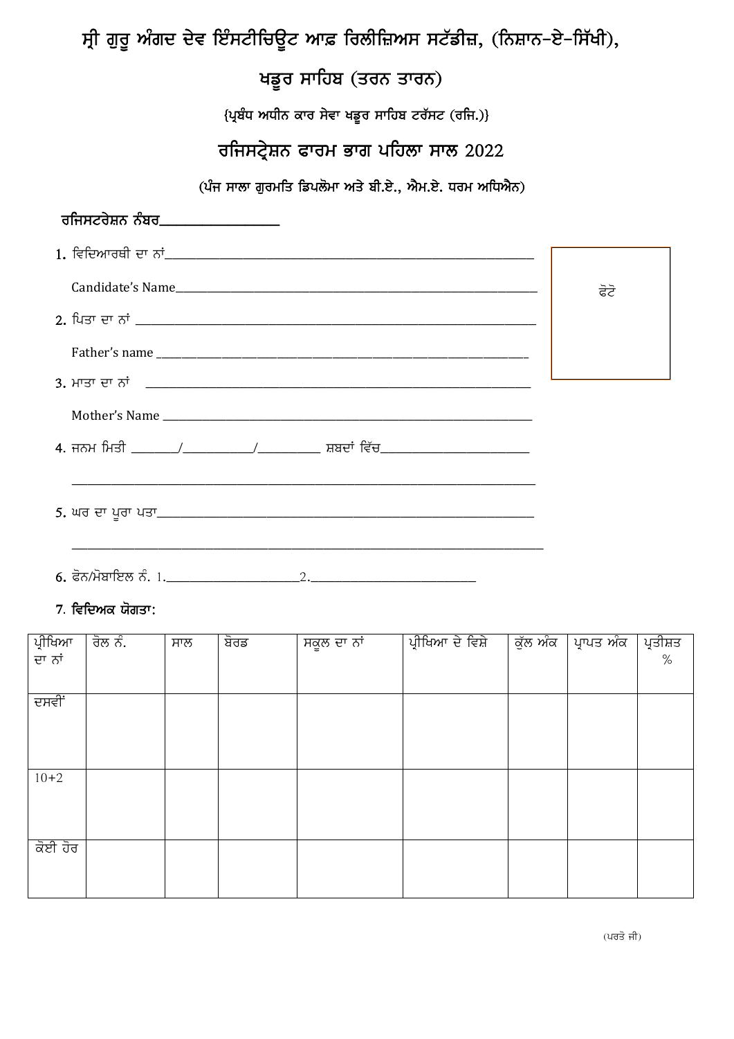# ਸ੍ਰੀ ਗੁਰੂ ਅੰਗਦ ਦੇਵ ਇੰਸਟੀਚਿਊਟ ਆਫ਼ ਰਿਲੀਜ਼ਿਅਸ ਸਟੱਡੀਜ਼, (ਨਿਸ਼ਾਨ-ਏ-ਸਿੱਖੀ),

## ਖਡੂਰ ਸਾਹਿਬ (ਤਰਨ ਤਾਰਨ)

{ਪ੍ਰਬੰਧ ਅਧੀਨ ਕਾਰ ਸੇਵਾ ਖਡੂਰ ਸਾਹਿਬ ਟਰੱਸਟ (ਰਜਿ.)}

## ਰਜਿਸਟ੍ਰੇਸ਼ਨ ਫਾਰਮ ਭਾਗ ਪਹਿਲਾ ਸਾਲ 2022

(ਪੰਜ ਸਾਲਾ ਗੁਰਮਤਿ ਡਿਪਲੋਮਾ ਅਤੇ ਬੀ.ਏ., ਐਮ.ਏ. ਧਰਮ ਅਧਿਐਨ)

**ਰਜਿਸਟਰੇਸ਼ਨ ਨੰਬਰ_______________**

ਫੋਟੋ

1. ਵਿਦਿਆਰਥੀ ਦਾ ਨਾਂ_______________________________________________

   Candidate's Name_______________________________________________

2. ਪਿਤਾ ਦਾ ਨਾਂ _______________________________________________

   Father's name _______________________________________________

3. ਮਾਤਾ ਦਾ ਨਾਂ _______________________________________________

   Mother's Name _______________________________________________

4. ਜਨਮ ਮਿਤੀ ______/__________/_________ ਸ਼ਬਦਾਂ ਵਿੱਚ_____________________

   _______________________________________________________________

5. ਘਰ ਦਾ ਪੂਰਾ ਪਤਾ_______________________________________________

   _______________________________________________________________

6. ਫੋਨ/ਮੋਬਾਇਲ ਨੰ. 1.___________________2.______________________

7. **ਵਿਦਿਅਕ ਯੋਗਤਾ:**

| ਪ੍ਰੀਖਿਆ ਦਾ ਨਾਂ | ਰੋਲ ਨੰ. | ਸਾਲ | ਬੋਰਡ | ਸਕੂਲ ਦਾ ਨਾਂ | ਪ੍ਰੀਖਿਆ ਦੇ ਵਿਸ਼ੇ | ਕੁੱਲ ਅੰਕ | ਪ੍ਰਾਪਤ ਅੰਕ | ਪ੍ਰਤੀਸ਼ਤ % |
|---|---|---|---|---|---|---|---|---|
| ਦਸਵੀਂ | | | | | | | | |
| 10+2 | | | | | | | | |
| ਕੋਈ ਹੋਰ | | | | | | | | |

(ਪਰਤੋ ਜੀ)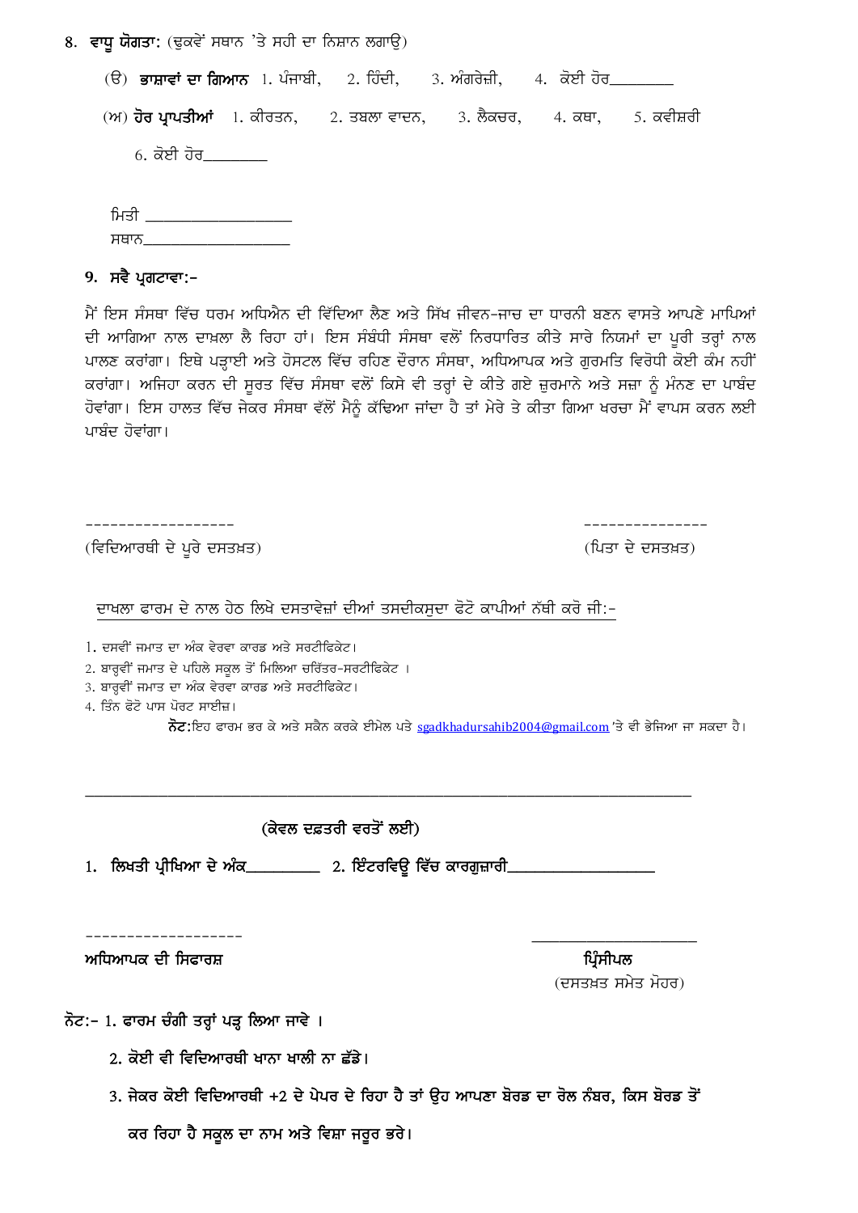8. **ਵਾਧੂ ਯੋਗਤਾ:** (ਢੁਕਵੇਂ ਸਥਾਨ 'ਤੇ ਸਹੀ ਦਾ ਨਿਸ਼ਾਨ ਲਗਾਉ)

   (ੳ) **ਭਾਸ਼ਾਵਾਂ ਦਾ ਗਿਆਨ** 1. ਪੰਜਾਬੀ, 2. ਹਿੰਦੀ, 3. ਅੰਗਰੇਜ਼ੀ, 4. ਕੋਈ ਹੋਰ________

   (ਅ) **ਹੋਰ ਪ੍ਰਾਪਤੀਆਂ** 1. ਕੀਰਤਨ, 2. ਤਬਲਾ ਵਾਦਨ, 3. ਲੈਕਚਰ, 4. ਕਥਾ, 5. ਕਵੀਸ਼ਰੀ

   6. ਕੋਈ ਹੋਰ________

ਮਿਤੀ ___________________

ਸਥਾਨ___________________

9. **ਸਵੈ ਪ੍ਰਗਟਾਵਾ:-**

ਮੈਂ ਇਸ ਸੰਸਥਾ ਵਿੱਚ ਧਰਮ ਅਧਿਐਨ ਦੀ ਵਿੱਦਿਆ ਲੈਣ ਅਤੇ ਸਿੱਖ ਜੀਵਨ-ਜਾਚ ਦਾ ਧਾਰਨੀ ਬਣਨ ਵਾਸਤੇ ਆਪਣੇ ਮਾਪਿਆਂ ਦੀ ਆਗਿਆ ਨਾਲ ਦਾਖ਼ਲਾ ਲੈ ਰਿਹਾ ਹਾਂ। ਇਸ ਸੰਬੰਧੀ ਸੰਸਥਾ ਵਲੋਂ ਨਿਰਧਾਰਿਤ ਕੀਤੇ ਸਾਰੇ ਨਿਯਮਾਂ ਦਾ ਪੂਰੀ ਤਰ੍ਹਾਂ ਨਾਲ ਪਾਲਣ ਕਰਾਂਗਾ। ਇਥੇ ਪੜ੍ਹਾਈ ਅਤੇ ਹੋਸਟਲ ਵਿੱਚ ਰਹਿਣ ਦੌਰਾਨ ਸੰਸਥਾ, ਅਧਿਆਪਕ ਅਤੇ ਗੁਰਮਤਿ ਵਿਰੋਧੀ ਕੋਈ ਕੰਮ ਨਹੀਂ ਕਰਾਂਗਾ। ਅਜਿਹਾ ਕਰਨ ਦੀ ਸੂਰਤ ਵਿੱਚ ਸੰਸਥਾ ਵਲੋਂ ਕਿਸੇ ਵੀ ਤਰ੍ਹਾਂ ਦੇ ਕੀਤੇ ਗਏ ਜ਼ੁਰਮਾਨੇ ਅਤੇ ਸਜ਼ਾ ਨੂੰ ਮੰਨਣ ਦਾ ਪਾਬੰਦ ਹੋਵਾਂਗਾ। ਇਸ ਹਾਲਤ ਵਿੱਚ ਜੇਕਰ ਸੰਸਥਾ ਵੱਲੋਂ ਮੈਨੂੰ ਕੱਢਿਆ ਜਾਂਦਾ ਹੈ ਤਾਂ ਮੇਰੇ ਤੇ ਕੀਤਾ ਗਿਆ ਖਰਚਾ ਮੈਂ ਵਾਪਸ ਕਰਨ ਲਈ ਪਾਬੰਦ ਹੋਵਾਂਗਾ।

------------------ ---------------

(ਵਿਦਿਆਰਥੀ ਦੇ ਪੂਰੇ ਦਸਤਖ਼ਤ) (ਪਿਤਾ ਦੇ ਦਸਤਖ਼ਤ)

ਦਾਖਲਾ ਫਾਰਮ ਦੇ ਨਾਲ ਹੇਠ ਲਿਖੇ ਦਸਤਾਵੇਜ਼ਾਂ ਦੀਆਂ ਤਸਦੀਕਸ਼ੁਦਾ ਫੋਟੋ ਕਾਪੀਆਂ ਨੱਥੀ ਕਰੋ ਜੀ:-

1. ਦਸਵੀਂ ਜਮਾਤ ਦਾ ਅੰਕ ਵੇਰਵਾ ਕਾਰਡ ਅਤੇ ਸਰਟੀਫਿਕੇਟ।
2. ਬਾਰ੍ਹਵੀਂ ਜਮਾਤ ਦੇ ਪਹਿਲੇ ਸਕੂਲ ਤੋਂ ਮਿਲਿਆ ਚਰਿੱਤਰ-ਸਰਟੀਫਿਕੇਟ ।
3. ਬਾਰ੍ਹਵੀਂ ਜਮਾਤ ਦਾ ਅੰਕ ਵੇਰਵਾ ਕਾਰਡ ਅਤੇ ਸਰਟੀਫਿਕੇਟ।
4. ਤਿੰਨ ਫੋਟੋ ਪਾਸ ਪੋਰਟ ਸਾਈਜ਼।

**ਨੋਟ:**ਇਹ ਫਾਰਮ ਭਰ ਕੇ ਅਤੇ ਸਕੈਨ ਕਰਕੇ ਈਮੇਲ ਪਤੇ sgadkhadursahib2004@gmail.com 'ਤੇ ਵੀ ਭੇਜਿਆ ਜਾ ਸਕਦਾ ਹੈ।

---

**(ਕੇਵਲ ਦਫ਼ਤਰੀ ਵਰਤੋਂ ਲਈ)**

1. **ਲਿਖਤੀ ਪ੍ਰੀਖਿਆ ਦੇ ਅੰਕ__________** 2. **ਇੰਟਰਵਿਊ ਵਿੱਚ ਕਾਰਗੁਜ਼ਾਰੀ___________________**

------------------- ____________________

**ਅਧਿਆਪਕ ਦੀ ਸਿਫਾਰਸ਼** **ਪ੍ਰਿੰਸੀਪਲ**

(ਦਸਤਖ਼ਤ ਸਮੇਤ ਮੋਹਰ)

ਨੋਟ:- **1. ਫਾਰਮ ਚੰਗੀ ਤਰ੍ਹਾਂ ਪੜ੍ਹ ਲਿਆ ਜਾਵੇ ।**

**2. ਕੋਈ ਵੀ ਵਿਦਿਆਰਥੀ ਖਾਨਾ ਖਾਲੀ ਨਾ ਛੱਡੇ।**

**3. ਜੇਕਰ ਕੋਈ ਵਿਦਿਆਰਥੀ +2 ਦੇ ਪੇਪਰ ਦੇ ਰਿਹਾ ਹੈ ਤਾਂ ਉਹ ਆਪਣਾ ਬੋਰਡ ਦਾ ਰੋਲ ਨੰਬਰ, ਕਿਸ ਬੋਰਡ ਤੋਂ ਕਰ ਰਿਹਾ ਹੈ ਸਕੂਲ ਦਾ ਨਾਮ ਅਤੇ ਵਿਸ਼ਾ ਜਰੂਰ ਭਰੇ।**